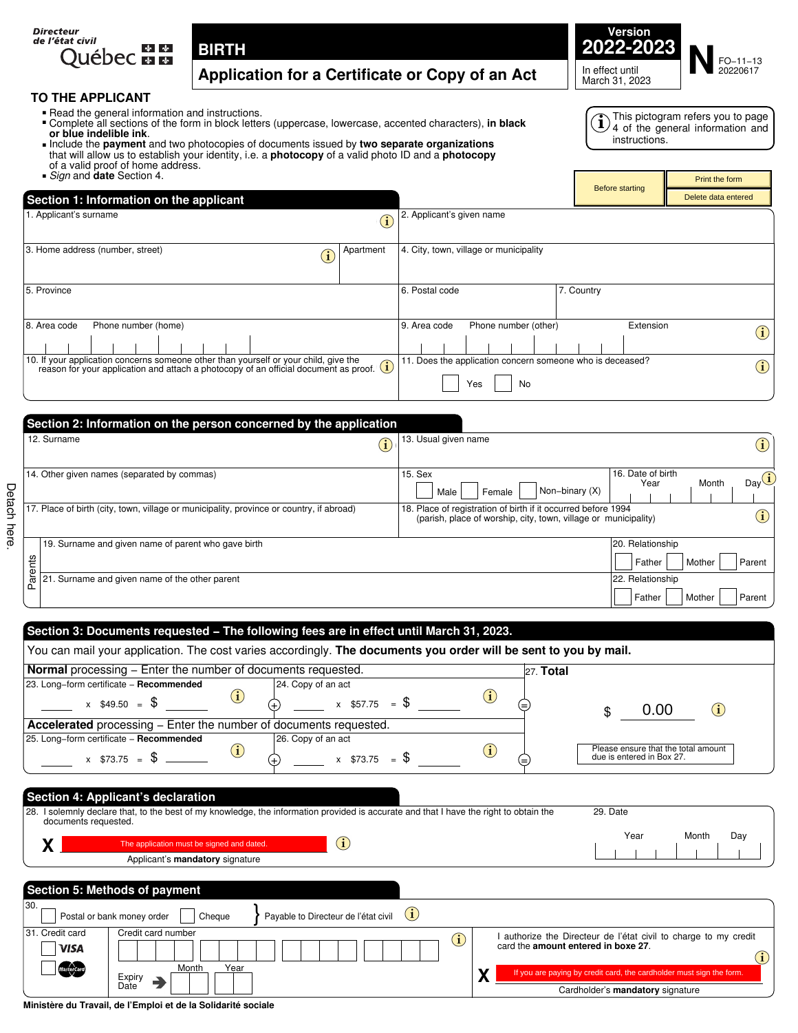Directeur de l'état civil
Québec

# BIRTH

## Application for a Certificate or Copy of an Act

**Version 2022-2023**
In effect until March 31, 2023

**N** FO-11-13 20220617

### TO THE APPLICANT

- Read the general information and instructions.
- Complete all sections of the form in block letters (uppercase, lowercase, accented characters), **in black or blue indelible ink**.
- Include the **payment** and two photocopies of documents issued by **two separate organizations** that will allow us to establish your identity, i.e. a **photocopy** of a valid photo ID and a **photocopy** of a valid proof of home address.
- *Sign* and **date** Section 4.

(i) This pictogram refers you to page 4 of the general information and instructions.

Before starting | Print the form | Delete data entered

## Section 1: Information on the applicant

1. Applicant's surname
2. Applicant's given name
3. Home address (number, street) — Apartment
4. City, town, village or municipality
5. Province
6. Postal code
7. Country
8. Area code — Phone number (home)
9. Area code — Phone number (other) — Extension
10. If your application concerns someone other than yourself or your child, give the reason for your application and attach a photocopy of an official document as proof.
11. Does the application concern someone who is deceased? ☐ Yes ☐ No

## Section 2: Information on the person concerned by the application

12. Surname
13. Usual given name
14. Other given names (separated by commas)
15. Sex ☐ Male ☐ Female ☐ Non-binary (X)
16. Date of birth — Year — Month — Day
17. Place of birth (city, town, village or municipality, province or country, if abroad)
18. Place of registration of birth if it occurred before 1994 (parish, place of worship, city, town, village or municipality)

Parents

19. Surname and given name of parent who gave birth
20. Relationship ☐ Father ☐ Mother ☐ Parent
21. Surname and given name of the other parent
22. Relationship ☐ Father ☐ Mother ☐ Parent

Detach here.

## Section 3: Documents requested – The following fees are in effect until March 31, 2023.

You can mail your application. The cost varies accordingly. **The documents you order will be sent to you by mail.**

**Normal** processing – Enter the number of documents requested.

23. Long-form certificate – **Recommended** ____ x $49.50 = $ ____ (+)
24. Copy of an act ____ x $57.75 = $ ____ (=)

**Accelerated** processing – Enter the number of documents requested.

25. Long-form certificate – **Recommended** ____ x $73.75 = $ ____ (+)
26. Copy of an act ____ x $73.75 = $ ____ (=)

27. **Total** $ 0.00

Please ensure that the total amount due is entered in Box 27.

## Section 4: Applicant's declaration

28. I solemnly declare that, to the best of my knowledge, the information provided is accurate and that I have the right to obtain the documents requested.

X The application must be signed and dated.
Applicant's **mandatory** signature

29. Date — Year — Month — Day

## Section 5: Methods of payment

30. ☐ Postal or bank money order ☐ Cheque } Payable to Directeur de l'état civil

31. Credit card ☐ VISA ☐ MasterCard

Credit card number

Expiry Date ➔ Month — Year

I authorize the Directeur de l'état civil to charge to my credit card the **amount entered in boxe 27**.

X If you are paying by credit card, the cardholder must sign the form.
Cardholder's **mandatory** signature

Ministère du Travail, de l'Emploi et de la Solidarité sociale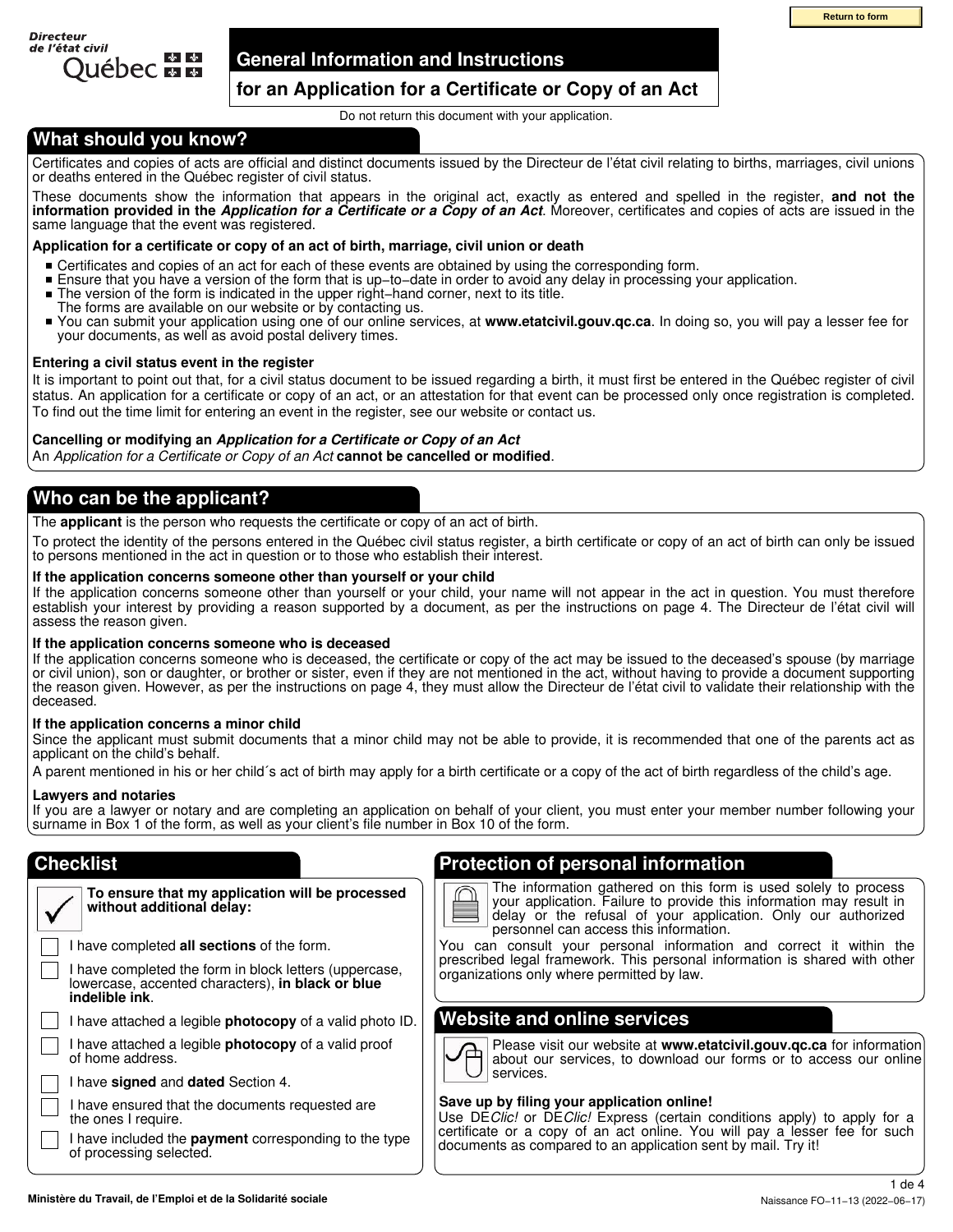Return to form

Directeur de l'état civil Québec

# General Information and Instructions

## for an Application for a Certificate or Copy of an Act

Do not return this document with your application.

## What should you know?

Certificates and copies of acts are official and distinct documents issued by the Directeur de l'état civil relating to births, marriages, civil unions or deaths entered in the Québec register of civil status.

These documents show the information that appears in the original act, exactly as entered and spelled in the register, **and not the information provided in the *Application for a Certificate or a Copy of an Act***. Moreover, certificates and copies of acts are issued in the same language that the event was registered.

**Application for a certificate or copy of an act of birth, marriage, civil union or death**

- Certificates and copies of an act for each of these events are obtained by using the corresponding form.
- Ensure that you have a version of the form that is up-to-date in order to avoid any delay in processing your application.
- The version of the form is indicated in the upper right-hand corner, next to its title. The forms are available on our website or by contacting us.
- You can submit your application using one of our online services, at **www.etatcivil.gouv.qc.ca**. In doing so, you will pay a lesser fee for your documents, as well as avoid postal delivery times.

**Entering a civil status event in the register**

It is important to point out that, for a civil status document to be issued regarding a birth, it must first be entered in the Québec register of civil status. An application for a certificate or copy of an act, or an attestation for that event can be processed only once registration is completed. To find out the time limit for entering an event in the register, see our website or contact us.

**Cancelling or modifying an *Application for a Certificate or Copy of an Act***

An *Application for a Certificate or Copy of an Act* **cannot be cancelled or modified**.

## Who can be the applicant?

The **applicant** is the person who requests the certificate or copy of an act of birth.

To protect the identity of the persons entered in the Québec civil status register, a birth certificate or copy of an act of birth can only be issued to persons mentioned in the act in question or to those who establish their interest.

**If the application concerns someone other than yourself or your child**

If the application concerns someone other than yourself or your child, your name will not appear in the act in question. You must therefore establish your interest by providing a reason supported by a document, as per the instructions on page 4. The Directeur de l'état civil will assess the reason given.

**If the application concerns someone who is deceased**

If the application concerns someone who is deceased, the certificate or copy of the act may be issued to the deceased's spouse (by marriage or civil union), son or daughter, or brother or sister, even if they are not mentioned in the act, without having to provide a document supporting the reason given. However, as per the instructions on page 4, they must allow the Directeur de l'état civil to validate their relationship with the deceased.

**If the application concerns a minor child**

Since the applicant must submit documents that a minor child may not be able to provide, it is recommended that one of the parents act as applicant on the child's behalf.

A parent mentioned in his or her child´s act of birth may apply for a birth certificate or a copy of the act of birth regardless of the child's age.

**Lawyers and notaries**

If you are a lawyer or notary and are completing an application on behalf of your client, you must enter your member number following your surname in Box 1 of the form, as well as your client's file number in Box 10 of the form.

## Checklist

**To ensure that my application will be processed without additional delay:**

- ☐ I have completed **all sections** of the form.
- ☐ I have completed the form in block letters (uppercase, lowercase, accented characters), **in black or blue indelible ink**.
- ☐ I have attached a legible **photocopy** of a valid photo ID.
- ☐ I have attached a legible **photocopy** of a valid proof of home address.
- ☐ I have **signed** and **dated** Section 4.
- ☐ I have ensured that the documents requested are the ones I require.
- ☐ I have included the **payment** corresponding to the type of processing selected.

## Protection of personal information

The information gathered on this form is used solely to process your application. Failure to provide this information may result in delay or the refusal of your application. Only our authorized personnel can access this information.

You can consult your personal information and correct it within the prescribed legal framework. This personal information is shared with other organizations only where permitted by law.

## Website and online services

Please visit our website at **www.etatcivil.gouv.qc.ca** for information about our services, to download our forms or to access our online services.

**Save up by filing your application online!**

Use DE*Clic!* or DE*Clic!* Express (certain conditions apply) to apply for a certificate or a copy of an act online. You will pay a lesser fee for such documents as compared to an application sent by mail. Try it!

Ministère du Travail, de l'Emploi et de la Solidarité sociale

Naissance FO-11-13 (2022-06-17)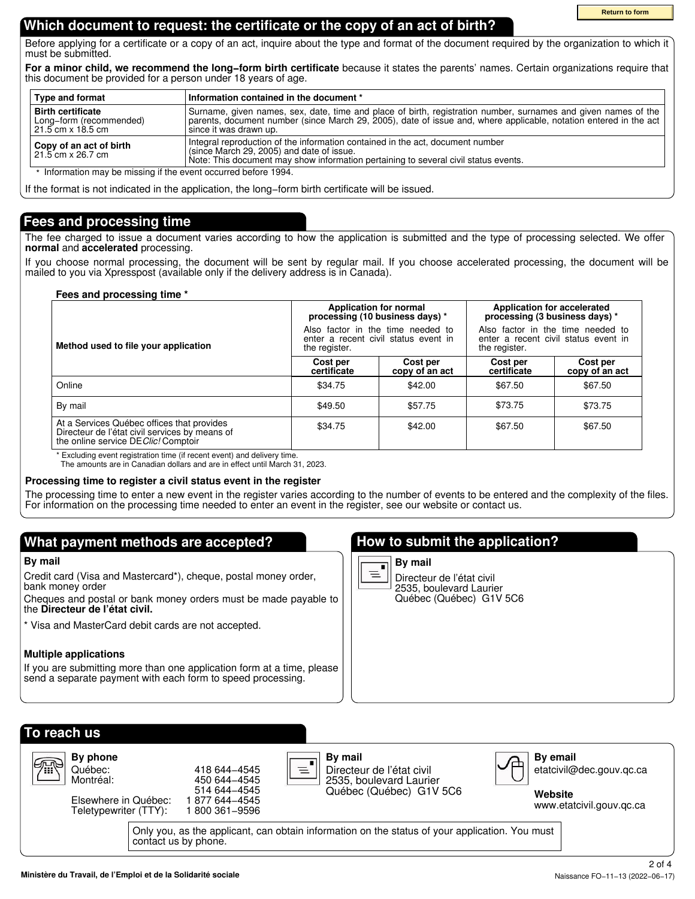Return to form

## Which document to request: the certificate or the copy of an act of birth?

Before applying for a certificate or a copy of an act, inquire about the type and format of the document required by the organization to which it must be submitted.

**For a minor child, we recommend the long-form birth certificate** because it states the parents' names. Certain organizations require that this document be provided for a person under 18 years of age.

| Type and format | Information contained in the document * |
|---|---|
| **Birth certificate**<br>Long-form (recommended)<br>21.5 cm x 18.5 cm | Surname, given names, sex, date, time and place of birth, registration number, surnames and given names of the parents, document number (since March 29, 2005), date of issue and, where applicable, notation entered in the act since it was drawn up. |
| **Copy of an act of birth**<br>21.5 cm x 26.7 cm | Integral reproduction of the information contained in the act, document number (since March 29, 2005) and date of issue.<br>Note: This document may show information pertaining to several civil status events. |

\* Information may be missing if the event occurred before 1994.

If the format is not indicated in the application, the long-form birth certificate will be issued.

## Fees and processing time

The fee charged to issue a document varies according to the how the application is submitted and the type of processing selected. We offer **normal** and **accelerated** processing.

If you choose normal processing, the document will be sent by regular mail. If you choose accelerated processing, the document will be mailed to you via Xpresspost (available only if the delivery address is in Canada).

**Fees and processing time ***

| Method used to file your application | Application for normal processing (10 business days) * Also factor in the time needed to enter a recent civil status event in the register. | | Application for accelerated processing (3 business days) * Also factor in the time needed to enter a recent civil status event in the register. | |
|---|---|---|---|---|
| | Cost per certificate | Cost per copy of an act | Cost per certificate | Cost per copy of an act |
| Online | $34.75 | $42.00 | $67.50 | $67.50 |
| By mail | $49.50 | $57.75 | $73.75 | $73.75 |
| At a Services Québec offices that provides Directeur de l'état civil services by means of the online service DE*Clic!* Comptoir | $34.75 | $42.00 | $67.50 | $67.50 |

\* Excluding event registration time (if recent event) and delivery time.
The amounts are in Canadian dollars and are in effect until March 31, 2023.

**Processing time to register a civil status event in the register**

The processing time to enter a new event in the register varies according to the number of events to be entered and the complexity of the files. For information on the processing time needed to enter an event in the register, see our website or contact us.

## What payment methods are accepted?

**By mail**

Credit card (Visa and Mastercard*), cheque, postal money order, bank money order

Cheques and postal or bank money orders must be made payable to the **Directeur de l'état civil.**

\* Visa and MasterCard debit cards are not accepted.

**Multiple applications**

If you are submitting more than one application form at a time, please send a separate payment with each form to speed processing.

## How to submit the application?

**By mail**

Directeur de l'état civil
2535, boulevard Laurier
Québec (Québec) G1V 5C6

## To reach us

**By phone**

| | |
|---|---|
| Québec: | 418 644-4545 |
| Montréal: | 450 644-4545 |
| | 514 644-4545 |
| Elsewhere in Québec: | 1 877 644-4545 |
| Teletypewriter (TTY): | 1 800 361-9596 |

**By mail**

Directeur de l'état civil
2535, boulevard Laurier
Québec (Québec) G1V 5C6

**By email**

etatcivil@dec.gouv.qc.ca

**Website**

www.etatcivil.gouv.qc.ca

Only you, as the applicant, can obtain information on the status of your application. You must contact us by phone.

Ministère du Travail, de l'Emploi et de la Solidarité sociale

Naissance FO-11-13 (2022-06-17)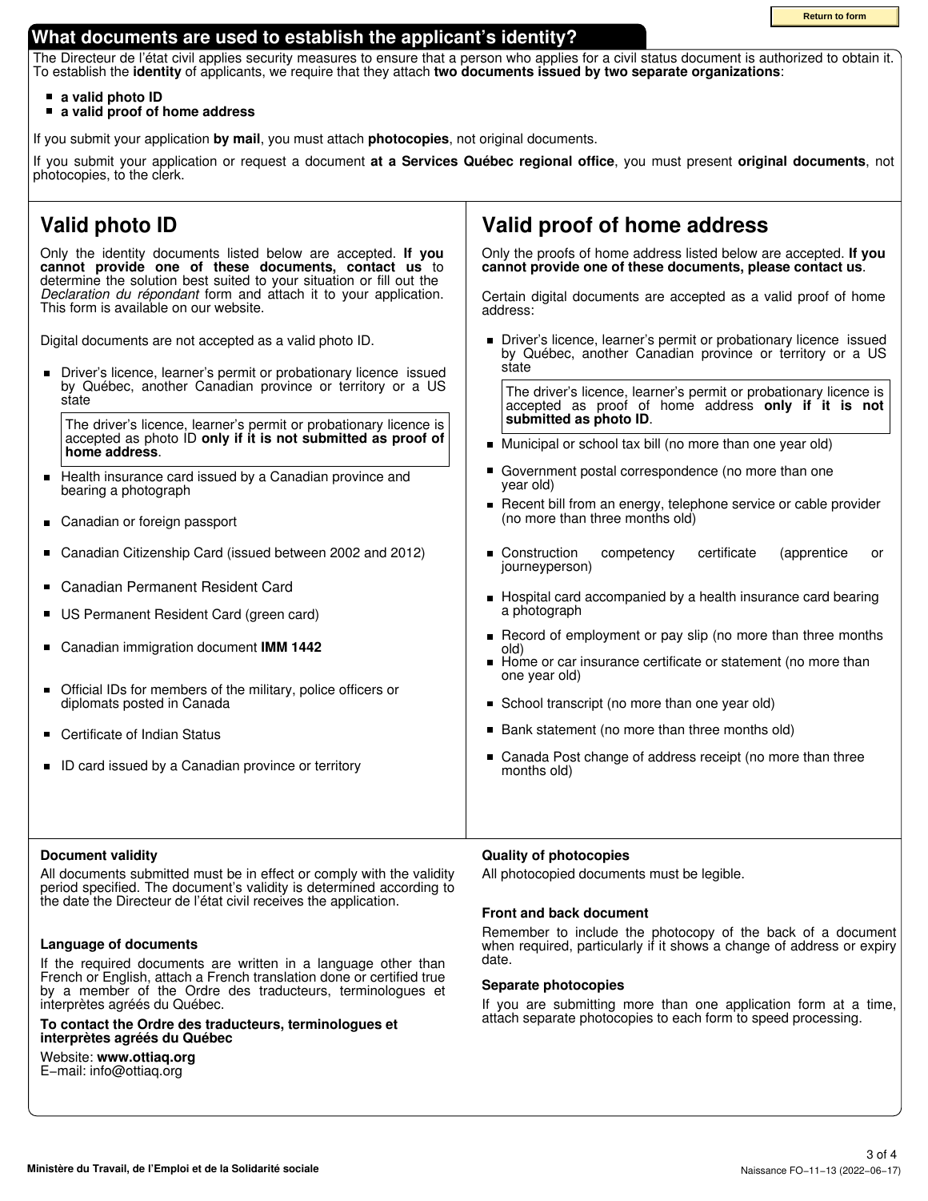## What documents are used to establish the applicant's identity?

The Directeur de l'état civil applies security measures to ensure that a person who applies for a civil status document is authorized to obtain it. To establish the **identity** of applicants, we require that they attach **two documents issued by two separate organizations**:

- **a valid photo ID**
- **a valid proof of home address**

If you submit your application **by mail**, you must attach **photocopies**, not original documents.

If you submit your application or request a document **at a Services Québec regional office**, you must present **original documents**, not photocopies, to the clerk.

### Valid photo ID

Only the identity documents listed below are accepted. **If you cannot provide one of these documents, contact us** to determine the solution best suited to your situation or fill out the *Declaration du répondant* form and attach it to your application. This form is available on our website.

Digital documents are not accepted as a valid photo ID.

- Driver's licence, learner's permit or probationary licence issued by Québec, another Canadian province or territory or a US state

  The driver's licence, learner's permit or probationary licence is accepted as photo ID **only if it is not submitted as proof of home address**.

- Health insurance card issued by a Canadian province and bearing a photograph
- Canadian or foreign passport
- Canadian Citizenship Card (issued between 2002 and 2012)
- Canadian Permanent Resident Card
- US Permanent Resident Card (green card)
- Canadian immigration document **IMM 1442**
- Official IDs for members of the military, police officers or diplomats posted in Canada
- Certificate of Indian Status
- ID card issued by a Canadian province or territory

### Valid proof of home address

Only the proofs of home address listed below are accepted. **If you cannot provide one of these documents, please contact us**.

Certain digital documents are accepted as a valid proof of home address:

- Driver's licence, learner's permit or probationary licence issued by Québec, another Canadian province or territory or a US state

  The driver's licence, learner's permit or probationary licence is accepted as proof of home address **only if it is not submitted as photo ID**.

- Municipal or school tax bill (no more than one year old)
- Government postal correspondence (no more than one year old)
- Recent bill from an energy, telephone service or cable provider (no more than three months old)
- Construction competency certificate (apprentice or journeyperson)
- Hospital card accompanied by a health insurance card bearing a photograph
- Record of employment or pay slip (no more than three months old)
- Home or car insurance certificate or statement (no more than one year old)
- School transcript (no more than one year old)
- Bank statement (no more than three months old)
- Canada Post change of address receipt (no more than three months old)

#### Document validity

All documents submitted must be in effect or comply with the validity period specified. The document's validity is determined according to the date the Directeur de l'état civil receives the application.

#### Language of documents

If the required documents are written in a language other than French or English, attach a French translation done or certified true by a member of the Ordre des traducteurs, terminologues et interprètes agréés du Québec.

**To contact the Ordre des traducteurs, terminologues et interprètes agréés du Québec**

Website: **www.ottiaq.org**
E-mail: info@ottiaq.org

#### Quality of photocopies

All photocopied documents must be legible.

#### Front and back document

Remember to include the photocopy of the back of a document when required, particularly if it shows a change of address or expiry date.

#### Separate photocopies

If you are submitting more than one application form at a time, attach separate photocopies to each form to speed processing.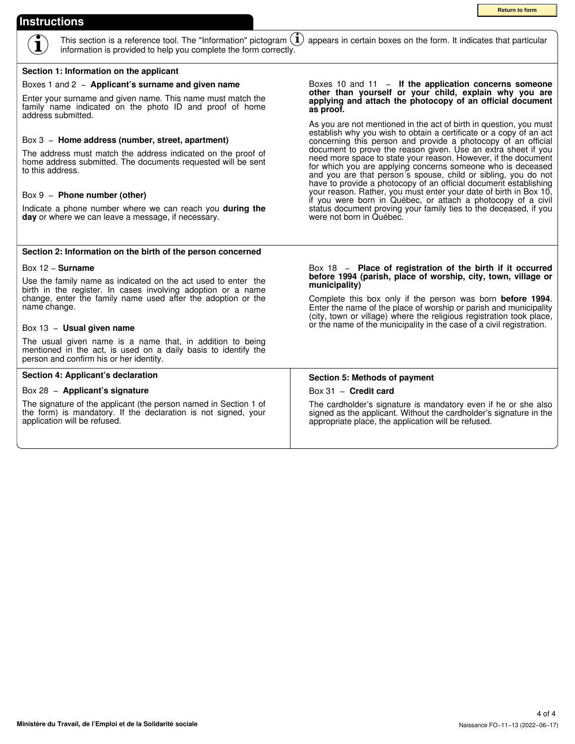Return to form

## Instructions

This section is a reference tool. The "Information" pictogram (i) appears in certain boxes on the form. It indicates that particular information is provided to help you complete the form correctly.

### Section 1: Information on the applicant

Boxes 1 and 2 – **Applicant's surname and given name**

Enter your surname and given name. This name must match the family name indicated on the photo ID and proof of home address submitted.

Box 3 – **Home address (number, street, apartment)**

The address must match the address indicated on the proof of home address submitted. The documents requested will be sent to this address.

Box 9 – **Phone number (other)**

Indicate a phone number where we can reach you **during the day** or where we can leave a message, if necessary.

Boxes 10 and 11 – **If the application concerns someone other than yourself or your child, explain why you are applying and attach the photocopy of an official document as proof.**

As you are not mentioned in the act of birth in question, you must establish why you wish to obtain a certificate or a copy of an act concerning this person and provide a photocopy of an official document to prove the reason given. Use an extra sheet if you need more space to state your reason. However, if the document for which you are applying concerns someone who is deceased and you are that person's spouse, child or sibling, you do not have to provide a photocopy of an official document establishing your reason. Rather, you must enter your date of birth in Box 10, if you were born in Québec, or attach a photocopy of a civil status document proving your family ties to the deceased, if you were not born in Québec.

### Section 2: Information on the birth of the person concerned

Box 12 – **Surname**

Use the family name as indicated on the act used to enter the birth in the register. In cases involving adoption or a name change, enter the family name used after the adoption or the name change.

Box 13 – **Usual given name**

The usual given name is a name that, in addition to being mentioned in the act, is used on a daily basis to identify the person and confirm his or her identity.

Box 18 – **Place of registration of the birth if it occurred before 1994 (parish, place of worship, city, town, village or municipality)**

Complete this box only if the person was born **before 1994**. Enter the name of the place of worship or parish and municipality (city, town or village) where the religious registration took place, or the name of the municipality in the case of a civil registration.

### Section 4: Applicant's declaration

Box 28 – **Applicant's signature**

The signature of the applicant (the person named in Section 1 of the form) is mandatory. If the declaration is not signed, your application will be refused.

### Section 5: Methods of payment

Box 31 – **Credit card**

The cardholder's signature is mandatory even if he or she also signed as the applicant. Without the cardholder's signature in the appropriate place, the application will be refused.

Ministère du Travail, de l'Emploi et de la Solidarité sociale

Naissance FO-11-13 (2022-06-17)